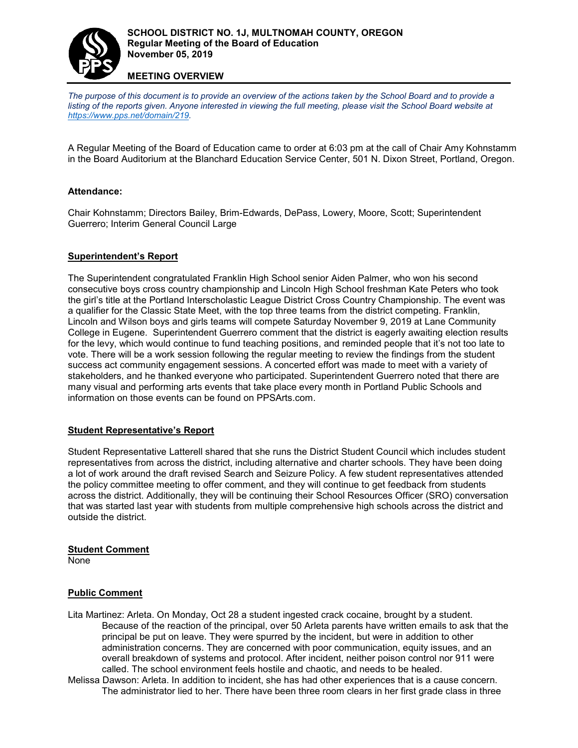**SCHOOL DISTRICT NO. 1J, MULTNOMAH COUNTY, OREGON**
**Regular Meeting of the Board of Education**
**November 05, 2019**

## MEETING OVERVIEW

*The purpose of this document is to provide an overview of the actions taken by the School Board and to provide a listing of the reports given. Anyone interested in viewing the full meeting, please visit the School Board website at [https://www.pps.net/domain/219](https://www.pps.net/domain/219).*

A Regular Meeting of the Board of Education came to order at 6:03 pm at the call of Chair Amy Kohnstamm in the Board Auditorium at the Blanchard Education Service Center, 501 N. Dixon Street, Portland, Oregon.

**Attendance:**

Chair Kohnstamm; Directors Bailey, Brim-Edwards, DePass, Lowery, Moore, Scott; Superintendent Guerrero; Interim General Council Large

**Superintendent's Report**

The Superintendent congratulated Franklin High School senior Aiden Palmer, who won his second consecutive boys cross country championship and Lincoln High School freshman Kate Peters who took the girl's title at the Portland Interscholastic League District Cross Country Championship. The event was a qualifier for the Classic State Meet, with the top three teams from the district competing. Franklin, Lincoln and Wilson boys and girls teams will compete Saturday November 9, 2019 at Lane Community College in Eugene. Superintendent Guerrero comment that the district is eagerly awaiting election results for the levy, which would continue to fund teaching positions, and reminded people that it's not too late to vote. There will be a work session following the regular meeting to review the findings from the student success act community engagement sessions. A concerted effort was made to meet with a variety of stakeholders, and he thanked everyone who participated. Superintendent Guerrero noted that there are many visual and performing arts events that take place every month in Portland Public Schools and information on those events can be found on PPSArts.com.

**Student Representative's Report**

Student Representative Latterell shared that she runs the District Student Council which includes student representatives from across the district, including alternative and charter schools. They have been doing a lot of work around the draft revised Search and Seizure Policy. A few student representatives attended the policy committee meeting to offer comment, and they will continue to get feedback from students across the district. Additionally, they will be continuing their School Resources Officer (SRO) conversation that was started last year with students from multiple comprehensive high schools across the district and outside the district.

**Student Comment**
None

**Public Comment**

Lita Martinez: Arleta. On Monday, Oct 28 a student ingested crack cocaine, brought by a student. Because of the reaction of the principal, over 50 Arleta parents have written emails to ask that the principal be put on leave. They were spurred by the incident, but were in addition to other administration concerns. They are concerned with poor communication, equity issues, and an overall breakdown of systems and protocol. After incident, neither poison control nor 911 were called. The school environment feels hostile and chaotic, and needs to be healed.

Melissa Dawson: Arleta. In addition to incident, she has had other experiences that is a cause concern. The administrator lied to her. There have been three room clears in her first grade class in three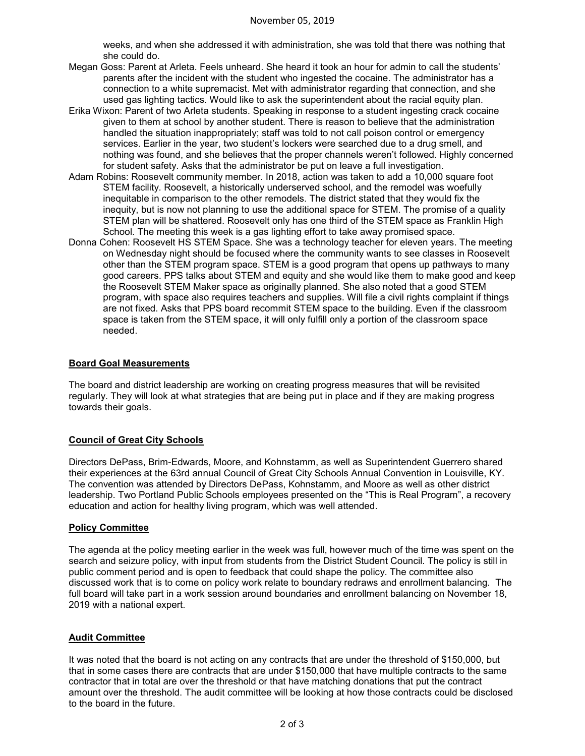weeks, and when she addressed it with administration, she was told that there was nothing that she could do.

Megan Goss: Parent at Arleta. Feels unheard. She heard it took an hour for admin to call the students' parents after the incident with the student who ingested the cocaine. The administrator has a connection to a white supremacist. Met with administrator regarding that connection, and she used gas lighting tactics. Would like to ask the superintendent about the racial equity plan.

Erika Wixon: Parent of two Arleta students. Speaking in response to a student ingesting crack cocaine given to them at school by another student. There is reason to believe that the administration handled the situation inappropriately; staff was told to not call poison control or emergency services. Earlier in the year, two student's lockers were searched due to a drug smell, and nothing was found, and she believes that the proper channels weren't followed. Highly concerned for student safety. Asks that the administrator be put on leave a full investigation.

Adam Robins: Roosevelt community member. In 2018, action was taken to add a 10,000 square foot STEM facility. Roosevelt, a historically underserved school, and the remodel was woefully inequitable in comparison to the other remodels. The district stated that they would fix the inequity, but is now not planning to use the additional space for STEM. The promise of a quality STEM plan will be shattered. Roosevelt only has one third of the STEM space as Franklin High School. The meeting this week is a gas lighting effort to take away promised space.

Donna Cohen: Roosevelt HS STEM Space. She was a technology teacher for eleven years. The meeting on Wednesday night should be focused where the community wants to see classes in Roosevelt other than the STEM program space. STEM is a good program that opens up pathways to many good careers. PPS talks about STEM and equity and she would like them to make good and keep the Roosevelt STEM Maker space as originally planned. She also noted that a good STEM program, with space also requires teachers and supplies. Will file a civil rights complaint if things are not fixed. Asks that PPS board recommit STEM space to the building. Even if the classroom space is taken from the STEM space, it will only fulfill only a portion of the classroom space needed.

**Board Goal Measurements**

The board and district leadership are working on creating progress measures that will be revisited regularly. They will look at what strategies that are being put in place and if they are making progress towards their goals.

**Council of Great City Schools**

Directors DePass, Brim-Edwards, Moore, and Kohnstamm, as well as Superintendent Guerrero shared their experiences at the 63rd annual Council of Great City Schools Annual Convention in Louisville, KY. The convention was attended by Directors DePass, Kohnstamm, and Moore as well as other district leadership. Two Portland Public Schools employees presented on the "This is Real Program", a recovery education and action for healthy living program, which was well attended.

**Policy Committee**

The agenda at the policy meeting earlier in the week was full, however much of the time was spent on the search and seizure policy, with input from students from the District Student Council. The policy is still in public comment period and is open to feedback that could shape the policy. The committee also discussed work that is to come on policy work relate to boundary redraws and enrollment balancing. The full board will take part in a work session around boundaries and enrollment balancing on November 18, 2019 with a national expert.

**Audit Committee**

It was noted that the board is not acting on any contracts that are under the threshold of $150,000, but that in some cases there are contracts that are under $150,000 that have multiple contracts to the same contractor that in total are over the threshold or that have matching donations that put the contract amount over the threshold. The audit committee will be looking at how those contracts could be disclosed to the board in the future.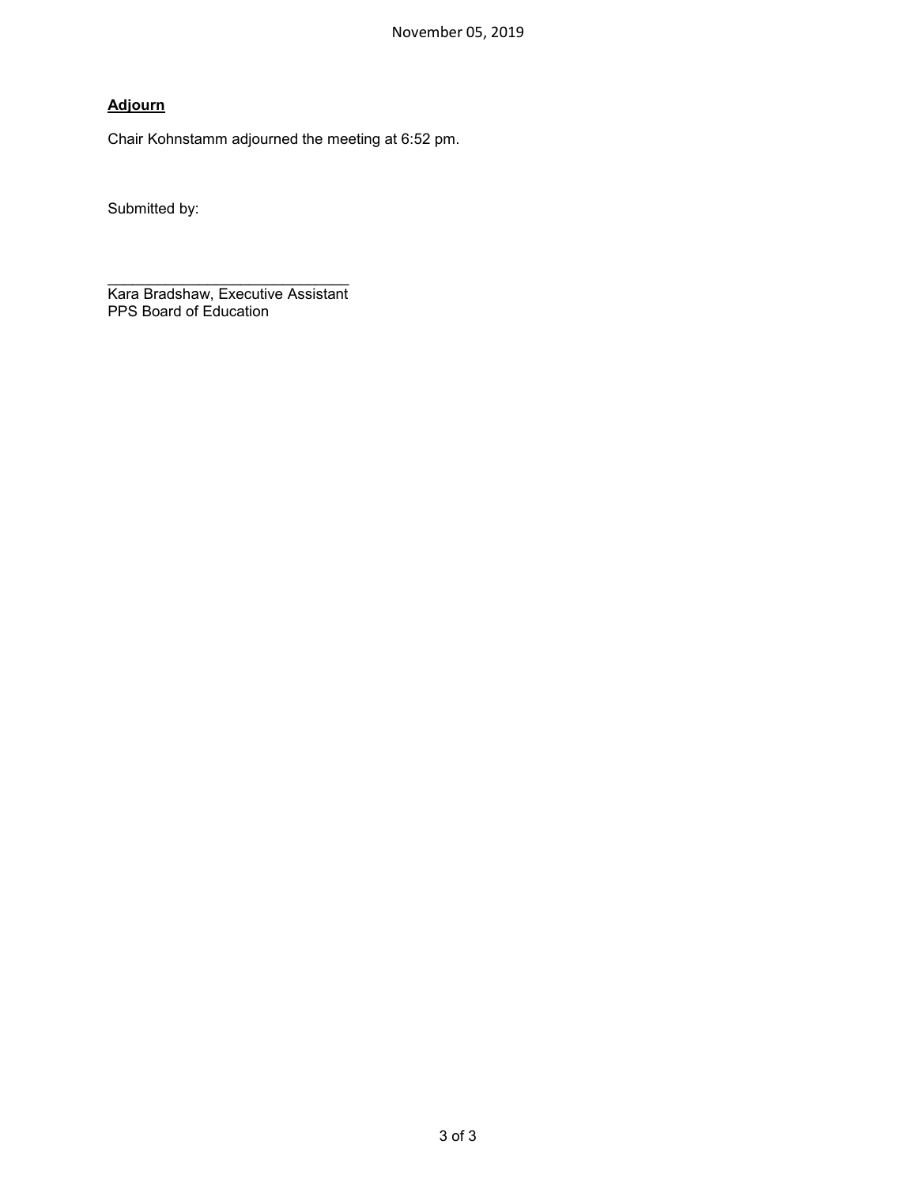**Adjourn**

Chair Kohnstamm adjourned the meeting at 6:52 pm.

Submitted by:

______________________________
Kara Bradshaw, Executive Assistant
PPS Board of Education